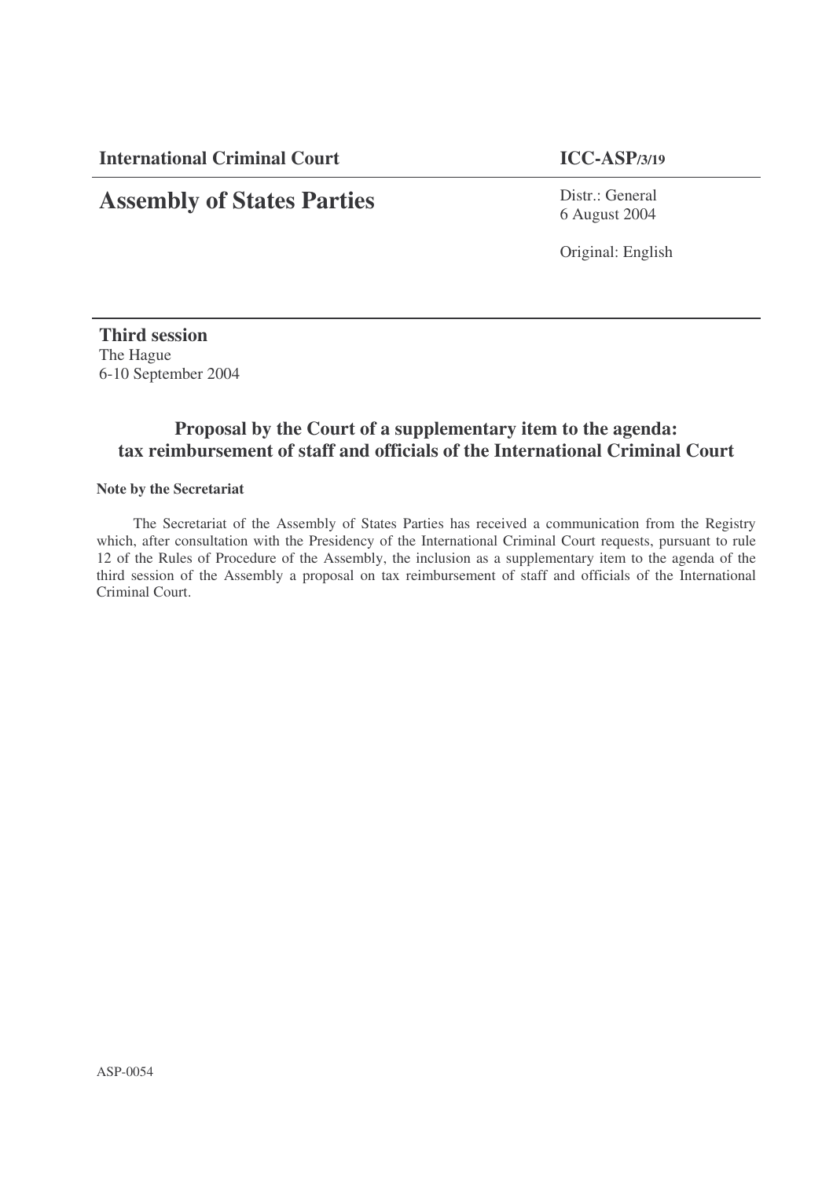**International Criminal Court** **ICC-ASP/3/19**

# Assembly of States Parties

Distr.: General
6 August 2004

Original: English

**Third session**
The Hague
6-10 September 2004

## Proposal by the Court of a supplementary item to the agenda: tax reimbursement of staff and officials of the International Criminal Court

**Note by the Secretariat**

The Secretariat of the Assembly of States Parties has received a communication from the Registry which, after consultation with the Presidency of the International Criminal Court requests, pursuant to rule 12 of the Rules of Procedure of the Assembly, the inclusion as a supplementary item to the agenda of the third session of the Assembly a proposal on tax reimbursement of staff and officials of the International Criminal Court.

ASP-0054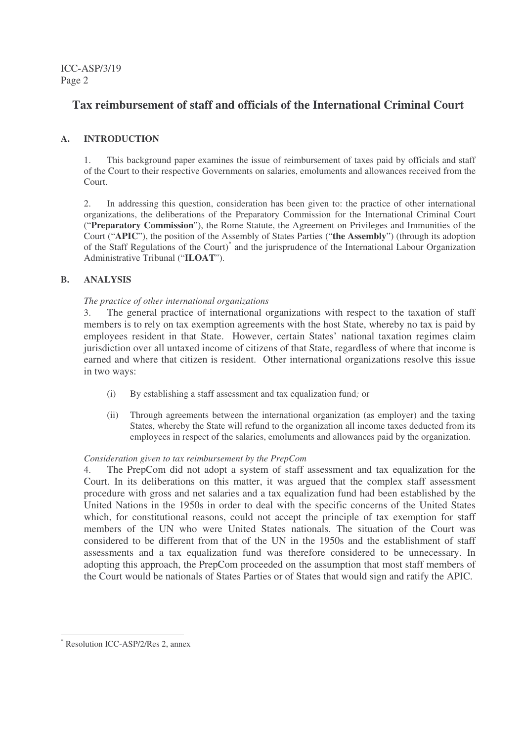## Tax reimbursement of staff and officials of the International Criminal Court

### A. INTRODUCTION

1. This background paper examines the issue of reimbursement of taxes paid by officials and staff of the Court to their respective Governments on salaries, emoluments and allowances received from the Court.

2. In addressing this question, consideration has been given to: the practice of other international organizations, the deliberations of the Preparatory Commission for the International Criminal Court ("**Preparatory Commission**"), the Rome Statute, the Agreement on Privileges and Immunities of the Court ("**APIC**"), the position of the Assembly of States Parties ("**the Assembly**") (through its adoption of the Staff Regulations of the Court)[*] and the jurisprudence of the International Labour Organization Administrative Tribunal ("**ILOAT**").

### B. ANALYSIS

*The practice of other international organizations*

3. The general practice of international organizations with respect to the taxation of staff members is to rely on tax exemption agreements with the host State, whereby no tax is paid by employees resident in that State. However, certain States' national taxation regimes claim jurisdiction over all untaxed income of citizens of that State, regardless of where that income is earned and where that citizen is resident. Other international organizations resolve this issue in two ways:

(i) By establishing a staff assessment and tax equalization fund; or

(ii) Through agreements between the international organization (as employer) and the taxing States, whereby the State will refund to the organization all income taxes deducted from its employees in respect of the salaries, emoluments and allowances paid by the organization.

*Consideration given to tax reimbursement by the PrepCom*

4. The PrepCom did not adopt a system of staff assessment and tax equalization for the Court. In its deliberations on this matter, it was argued that the complex staff assessment procedure with gross and net salaries and a tax equalization fund had been established by the United Nations in the 1950s in order to deal with the specific concerns of the United States which, for constitutional reasons, could not accept the principle of tax exemption for staff members of the UN who were United States nationals. The situation of the Court was considered to be different from that of the UN in the 1950s and the establishment of staff assessments and a tax equalization fund was therefore considered to be unnecessary. In adopting this approach, the PrepCom proceeded on the assumption that most staff members of the Court would be nationals of States Parties or of States that would sign and ratify the APIC.

---

[*] Resolution ICC-ASP/2/Res 2, annex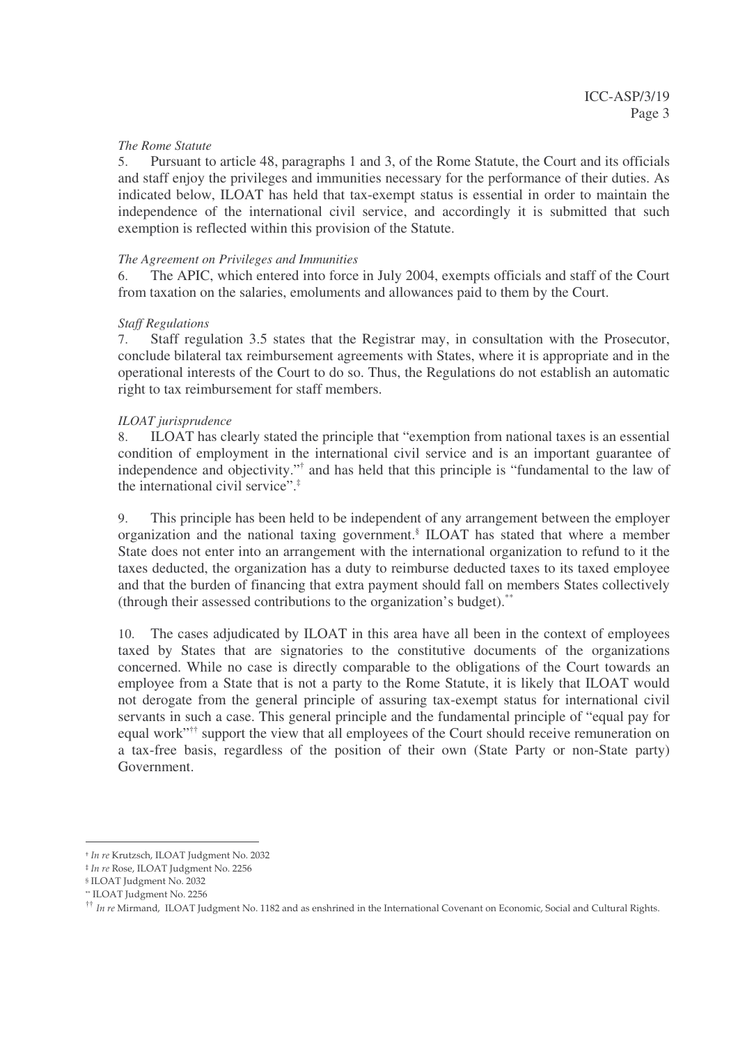*The Rome Statute*

5. Pursuant to article 48, paragraphs 1 and 3, of the Rome Statute, the Court and its officials and staff enjoy the privileges and immunities necessary for the performance of their duties. As indicated below, ILOAT has held that tax-exempt status is essential in order to maintain the independence of the international civil service, and accordingly it is submitted that such exemption is reflected within this provision of the Statute.

*The Agreement on Privileges and Immunities*

6. The APIC, which entered into force in July 2004, exempts officials and staff of the Court from taxation on the salaries, emoluments and allowances paid to them by the Court.

*Staff Regulations*

7. Staff regulation 3.5 states that the Registrar may, in consultation with the Prosecutor, conclude bilateral tax reimbursement agreements with States, where it is appropriate and in the operational interests of the Court to do so. Thus, the Regulations do not establish an automatic right to tax reimbursement for staff members.

*ILOAT jurisprudence*

8. ILOAT has clearly stated the principle that "exemption from national taxes is an essential condition of employment in the international civil service and is an important guarantee of independence and objectivity."[†] and has held that this principle is "fundamental to the law of the international civil service".[‡]

9. This principle has been held to be independent of any arrangement between the employer organization and the national taxing government.[§] ILOAT has stated that where a member State does not enter into an arrangement with the international organization to refund to it the taxes deducted, the organization has a duty to reimburse deducted taxes to its taxed employee and that the burden of financing that extra payment should fall on members States collectively (through their assessed contributions to the organization's budget).[**]

10. The cases adjudicated by ILOAT in this area have all been in the context of employees taxed by States that are signatories to the constitutive documents of the organizations concerned. While no case is directly comparable to the obligations of the Court towards an employee from a State that is not a party to the Rome Statute, it is likely that ILOAT would not derogate from the general principle of assuring tax-exempt status for international civil servants in such a case. This general principle and the fundamental principle of "equal pay for equal work"[††] support the view that all employees of the Court should receive remuneration on a tax-free basis, regardless of the position of their own (State Party or non-State party) Government.

---

[†] *In re* Krutzsch, ILOAT Judgment No. 2032

[‡] *In re* Rose, ILOAT Judgment No. 2256

[§] ILOAT Judgment No. 2032

[**] ILOAT Judgment No. 2256

[††] *In re* Mirmand, ILOAT Judgment No. 1182 and as enshrined in the International Covenant on Economic, Social and Cultural Rights.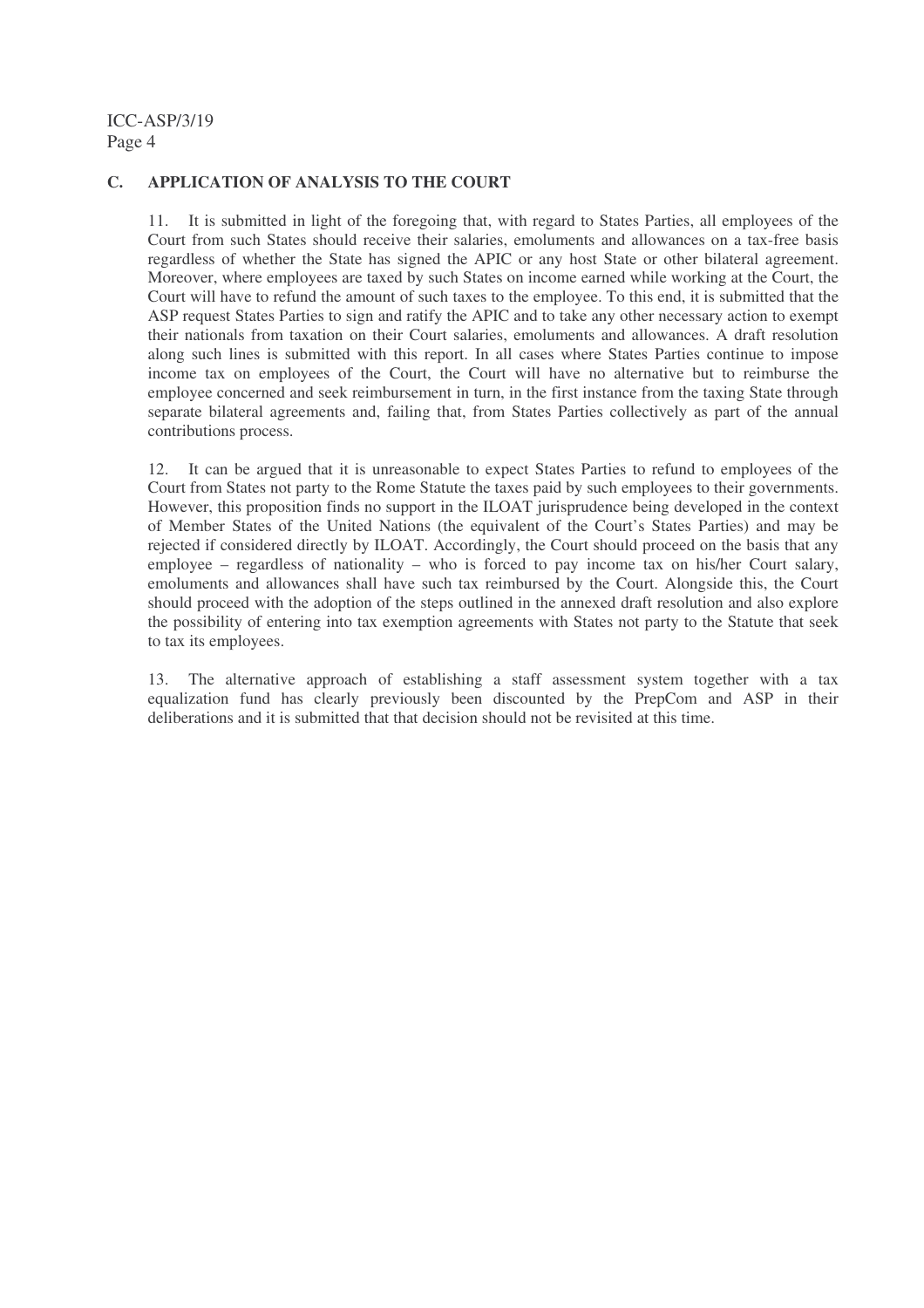## C. APPLICATION OF ANALYSIS TO THE COURT

11. It is submitted in light of the foregoing that, with regard to States Parties, all employees of the Court from such States should receive their salaries, emoluments and allowances on a tax-free basis regardless of whether the State has signed the APIC or any host State or other bilateral agreement. Moreover, where employees are taxed by such States on income earned while working at the Court, the Court will have to refund the amount of such taxes to the employee. To this end, it is submitted that the ASP request States Parties to sign and ratify the APIC and to take any other necessary action to exempt their nationals from taxation on their Court salaries, emoluments and allowances. A draft resolution along such lines is submitted with this report. In all cases where States Parties continue to impose income tax on employees of the Court, the Court will have no alternative but to reimburse the employee concerned and seek reimbursement in turn, in the first instance from the taxing State through separate bilateral agreements and, failing that, from States Parties collectively as part of the annual contributions process.

12. It can be argued that it is unreasonable to expect States Parties to refund to employees of the Court from States not party to the Rome Statute the taxes paid by such employees to their governments. However, this proposition finds no support in the ILOAT jurisprudence being developed in the context of Member States of the United Nations (the equivalent of the Court's States Parties) and may be rejected if considered directly by ILOAT. Accordingly, the Court should proceed on the basis that any employee – regardless of nationality – who is forced to pay income tax on his/her Court salary, emoluments and allowances shall have such tax reimbursed by the Court. Alongside this, the Court should proceed with the adoption of the steps outlined in the annexed draft resolution and also explore the possibility of entering into tax exemption agreements with States not party to the Statute that seek to tax its employees.

13. The alternative approach of establishing a staff assessment system together with a tax equalization fund has clearly previously been discounted by the PrepCom and ASP in their deliberations and it is submitted that that decision should not be revisited at this time.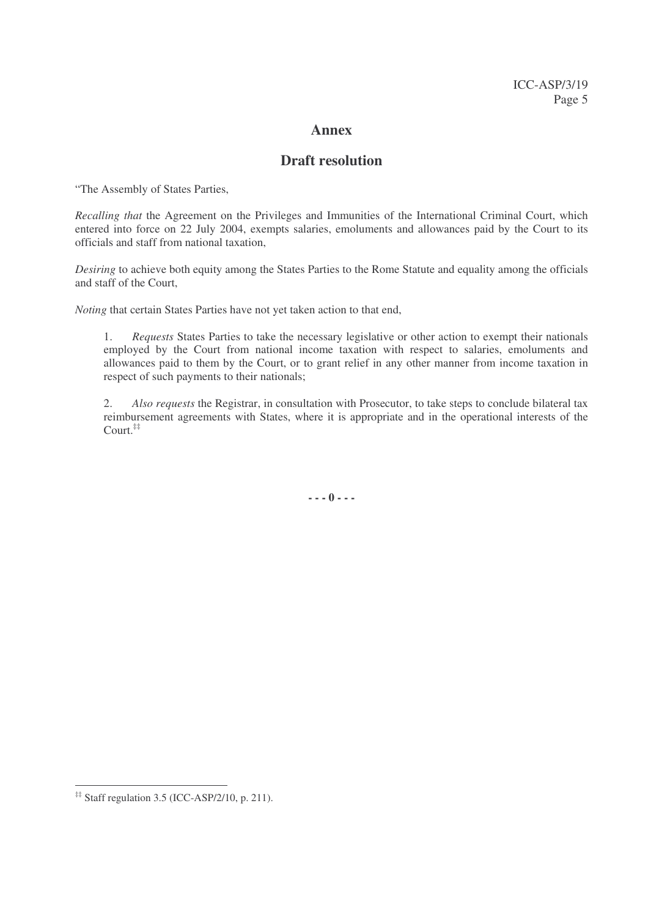# Annex

## Draft resolution

"The Assembly of States Parties,

*Recalling that* the Agreement on the Privileges and Immunities of the International Criminal Court, which entered into force on 22 July 2004, exempts salaries, emoluments and allowances paid by the Court to its officials and staff from national taxation,

*Desiring* to achieve both equity among the States Parties to the Rome Statute and equality among the officials and staff of the Court,

*Noting* that certain States Parties have not yet taken action to that end,

1. *Requests* States Parties to take the necessary legislative or other action to exempt their nationals employed by the Court from national income taxation with respect to salaries, emoluments and allowances paid to them by the Court, or to grant relief in any other manner from income taxation in respect of such payments to their nationals;

2. *Also requests* the Registrar, in consultation with Prosecutor, to take steps to conclude bilateral tax reimbursement agreements with States, where it is appropriate and in the operational interests of the Court.[‡‡]

**- - - 0 - - -**

---

[‡‡] Staff regulation 3.5 (ICC-ASP/2/10, p. 211).